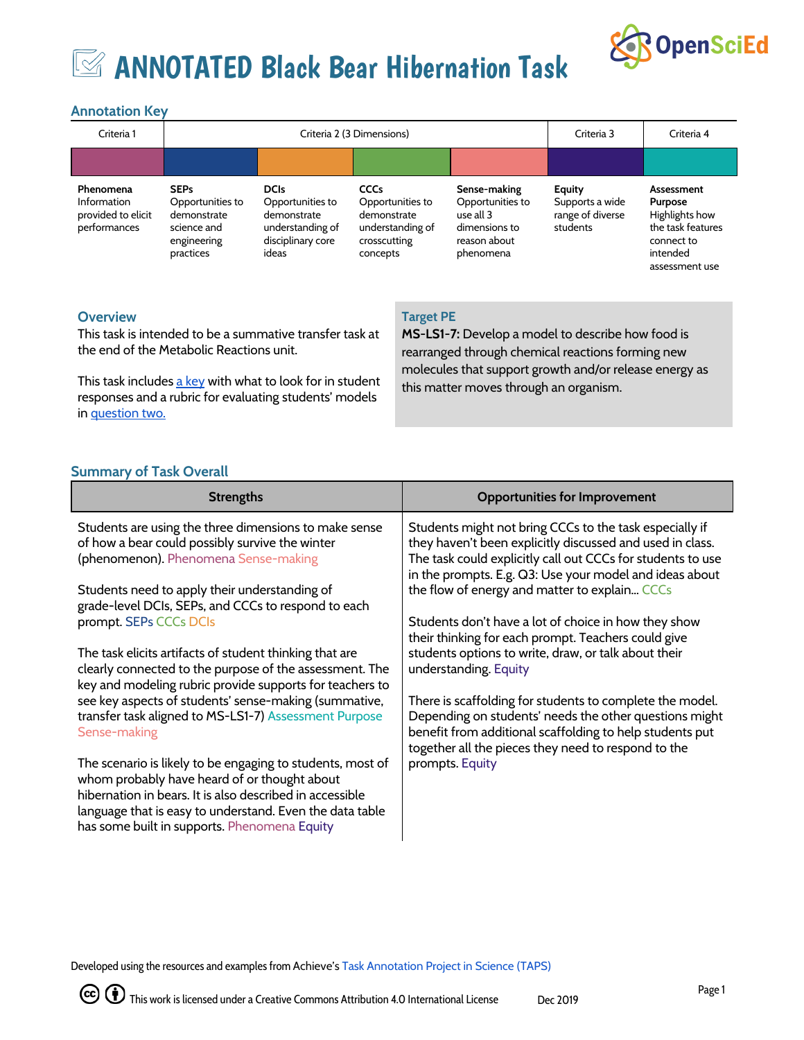# ANNOTATED Black Bear Hibernation Task

## Annotation Key

| Criteria 1 | Criteria 2 (3 Dimensions) | | | | Criteria 3 | Criteria 4 |
|---|---|---|---|---|---|---|
| **Phenomena** Information provided to elicit performances | **SEPs** Opportunities to demonstrate science and engineering practices | **DCIs** Opportunities to demonstrate understanding of disciplinary core ideas | **CCCs** Opportunities to demonstrate understanding of crosscutting concepts | **Sense-making** Opportunities to use all 3 dimensions to reason about phenomena | **Equity** Supports a wide range of diverse students | **Assessment Purpose** Highlights how the task features connect to intended assessment use |

## Overview

This task is intended to be a summative transfer task at the end of the Metabolic Reactions unit.

This task includes a key with what to look for in student responses and a rubric for evaluating students' models in question two.

## Target PE

**MS-LS1-7:** Develop a model to describe how food is rearranged through chemical reactions forming new molecules that support growth and/or release energy as this matter moves through an organism.

## Summary of Task Overall

| Strengths | Opportunities for Improvement |
|---|---|
| Students are using the three dimensions to make sense of how a bear could possibly survive the winter (phenomenon). Phenomena Sense-making<br><br>Students need to apply their understanding of grade-level DCIs, SEPs, and CCCs to respond to each prompt. SEPs CCCs DCIs<br><br>The task elicits artifacts of student thinking that are clearly connected to the purpose of the assessment. The key and modeling rubric provide supports for teachers to see key aspects of students' sense-making (summative, transfer task aligned to MS-LS1-7) Assessment Purpose Sense-making<br><br>The scenario is likely to be engaging to students, most of whom probably have heard of or thought about hibernation in bears. It is also described in accessible language that is easy to understand. Even the data table has some built in supports. Phenomena Equity | Students might not bring CCCs to the task especially if they haven't been explicitly discussed and used in class. The task could explicitly call out CCCs for students to use in the prompts. E.g. Q3: Use your model and ideas about the flow of energy and matter to explain... CCCs<br><br>Students don't have a lot of choice in how they show their thinking for each prompt. Teachers could give students options to write, draw, or talk about their understanding. Equity<br><br>There is scaffolding for students to complete the model. Depending on students' needs the other questions might benefit from additional scaffolding to help students put together all the pieces they need to respond to the prompts. Equity |

Developed using the resources and examples from Achieve's Task Annotation Project in Science (TAPS)

This work is licensed under a Creative Commons Attribution 4.0 International License

Dec 2019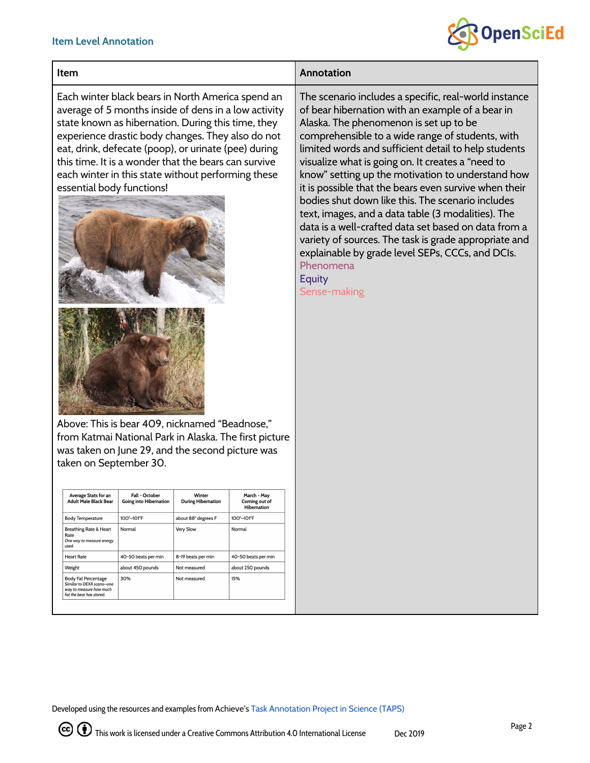Item Level Annotation

| Item | Annotation |
| --- | --- |
| Each winter black bears in North America spend an average of 5 months inside of dens in a low activity state known as hibernation. During this time, they experience drastic body changes. They also do not eat, drink, defecate (poop), or urinate (pee) during this time. It is a wonder that the bears can survive each winter in this state without performing these essential body functions! | The scenario includes a specific, real-world instance of bear hibernation with an example of a bear in Alaska. The phenomenon is set up to be comprehensible to a wide range of students, with limited words and sufficient detail to help students visualize what is going on. It creates a "need to know" setting up the motivation to understand how it is possible that the bears even survive when their bodies shut down like this. The scenario includes text, images, and a data table (3 modalities). The data is a well-crafted data set based on data from a variety of sources. The task is grade appropriate and explainable by grade level SEPs, CCCs, and DCIs. Phenomena Equity Sense-making |

Above: This is bear 409, nicknamed "Beadnose," from Katmai National Park in Alaska. The first picture was taken on June 29, and the second picture was taken on September 30.

| Average Stats for an Adult Male Black Bear | Fall - October Going into Hibernation | Winter During Hibernation | March - May Coming out of Hibernation |
| --- | --- | --- | --- |
| Body Temperature | 100°–101°F | about 88° degrees F | 100°–101°F |
| Breathing Rate & Heart Rate *One way to measure energy used.* | Normal | Very Slow | Normal |
| Heart Rate | 40-50 beats per min | 8-19 beats per min | 40-50 beats per min |
| Weight | about 450 pounds | Not measured | about 250 pounds |
| Body Fat Percentage *Similar to DEXA scans—one way to measure how much fat the bear has stored.* | 30% | Not measured | 15% |

Developed using the resources and examples from Achieve's Task Annotation Project in Science (TAPS)

This work is licensed under a Creative Commons Attribution 4.0 International License Dec 2019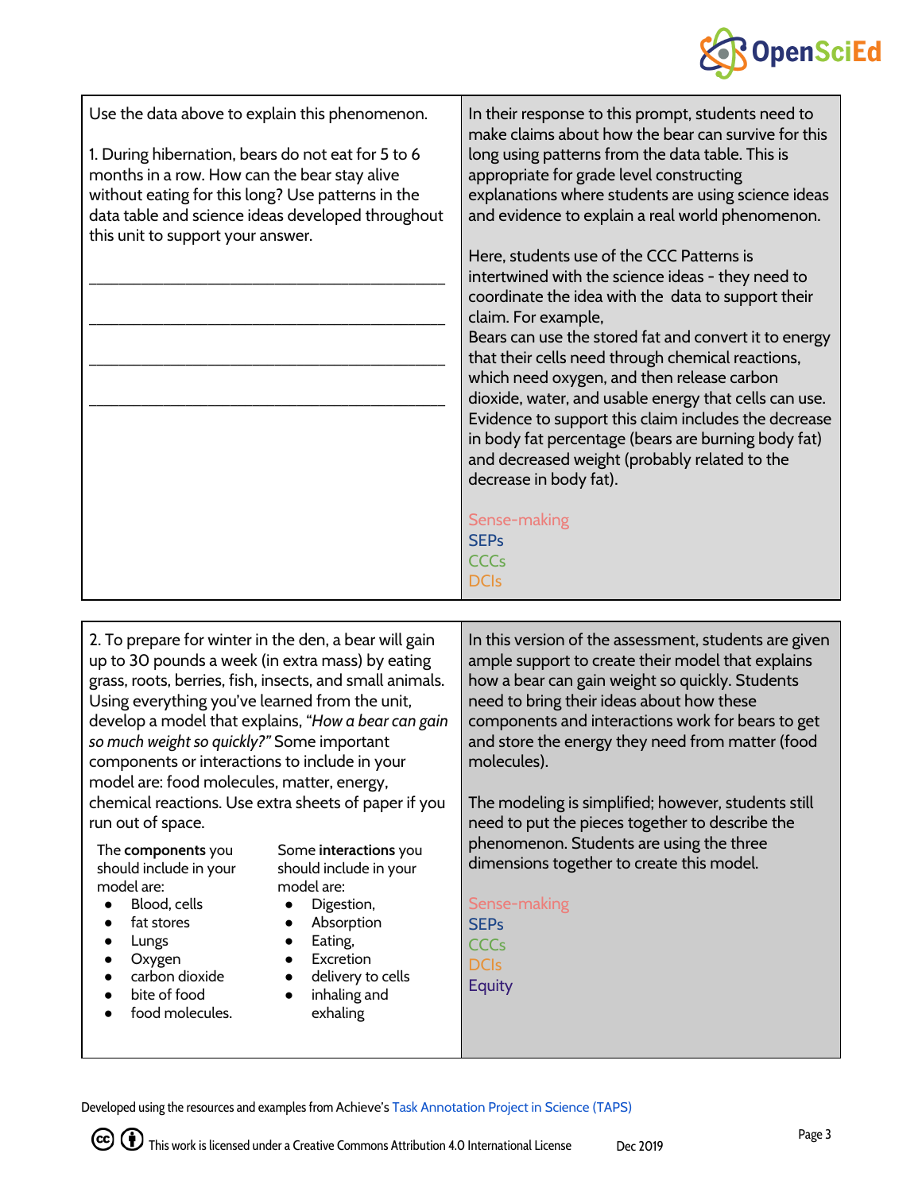| | |
|---|---|
| Use the data above to explain this phenomenon.<br><br>1. During hibernation, bears do not eat for 5 to 6 months in a row. How can the bear stay alive without eating for this long? Use patterns in the data table and science ideas developed throughout this unit to support your answer.<br><br>\_\_\_\_\_\_\_\_\_\_\_\_\_\_\_\_\_\_\_\_\_\_\_\_\_\_\_\_\_\_\_\_\_\_\_\_\_\_<br>\_\_\_\_\_\_\_\_\_\_\_\_\_\_\_\_\_\_\_\_\_\_\_\_\_\_\_\_\_\_\_\_\_\_\_\_\_\_<br>\_\_\_\_\_\_\_\_\_\_\_\_\_\_\_\_\_\_\_\_\_\_\_\_\_\_\_\_\_\_\_\_\_\_\_\_\_\_<br>\_\_\_\_\_\_\_\_\_\_\_\_\_\_\_\_\_\_\_\_\_\_\_\_\_\_\_\_\_\_\_\_\_\_\_\_\_\_ | In their response to this prompt, students need to make claims about how the bear can survive for this long using patterns from the data table. This is appropriate for grade level constructing explanations where students are using science ideas and evidence to explain a real world phenomenon.<br><br>Here, students use of the CCC Patterns is intertwined with the science ideas - they need to coordinate the idea with the data to support their claim. For example,<br>Bears can use the stored fat and convert it to energy that their cells need through chemical reactions, which need oxygen, and then release carbon dioxide, water, and usable energy that cells can use. Evidence to support this claim includes the decrease in body fat percentage (bears are burning body fat) and decreased weight (probably related to the decrease in body fat).<br><br>Sense-making<br>SEPs<br>CCCs<br>DCIs |

| | |
|---|---|
| 2. To prepare for winter in the den, a bear will gain up to 30 pounds a week (in extra mass) by eating grass, roots, berries, fish, insects, and small animals. Using everything you've learned from the unit, develop a model that explains, *"How a bear can gain so much weight so quickly?"* Some important components or interactions to include in your model are: food molecules, matter, energy, chemical reactions. Use extra sheets of paper if you run out of space.<br><br>The **components** you should include in your model are:<br>• Blood, cells<br>• fat stores<br>• Lungs<br>• Oxygen<br>• carbon dioxide<br>• bite of food<br>• food molecules.<br><br>Some **interactions** you should include in your model are:<br>• Digestion,<br>• Absorption<br>• Eating,<br>• Excretion<br>• delivery to cells<br>• inhaling and exhaling | In this version of the assessment, students are given ample support to create their model that explains how a bear can gain weight so quickly. Students need to bring their ideas about how these components and interactions work for bears to get and store the energy they need from matter (food molecules).<br><br>The modeling is simplified; however, students still need to put the pieces together to describe the phenomenon. Students are using the three dimensions together to create this model.<br><br>Sense-making<br>SEPs<br>CCCs<br>DCIs<br>Equity |

Developed using the resources and examples from Achieve's Task Annotation Project in Science (TAPS)

This work is licensed under a Creative Commons Attribution 4.0 International License Dec 2019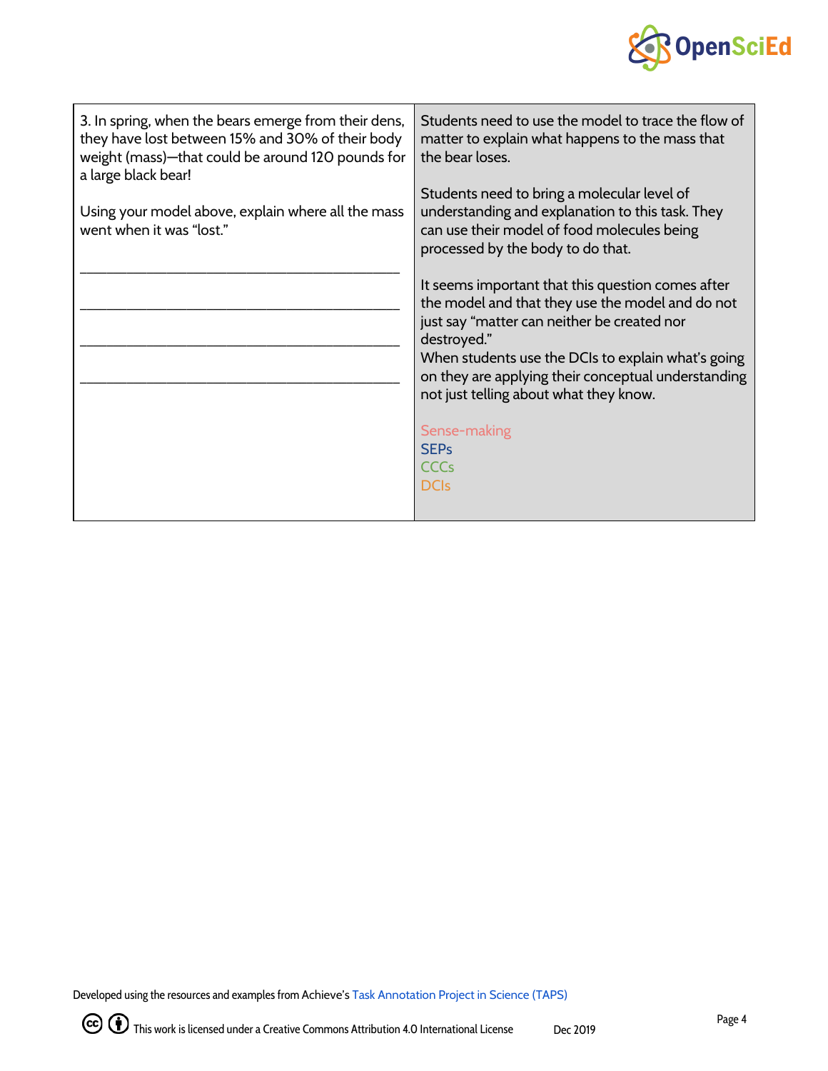| | |
|---|---|
| 3. In spring, when the bears emerge from their dens, they have lost between 15% and 30% of their body weight (mass)—that could be around 120 pounds for a large black bear!<br><br>Using your model above, explain where all the mass went when it was "lost."<br><br>\_\_\_\_\_\_\_\_\_\_\_\_\_\_\_\_\_\_\_\_\_\_\_\_\_\_\_\_\_\_\_\_\_\_\_\_\_\_\_\_<br><br>\_\_\_\_\_\_\_\_\_\_\_\_\_\_\_\_\_\_\_\_\_\_\_\_\_\_\_\_\_\_\_\_\_\_\_\_\_\_\_\_<br><br>\_\_\_\_\_\_\_\_\_\_\_\_\_\_\_\_\_\_\_\_\_\_\_\_\_\_\_\_\_\_\_\_\_\_\_\_\_\_\_\_<br><br>\_\_\_\_\_\_\_\_\_\_\_\_\_\_\_\_\_\_\_\_\_\_\_\_\_\_\_\_\_\_\_\_\_\_\_\_\_\_\_\_ | Students need to use the model to trace the flow of matter to explain what happens to the mass that the bear loses.<br><br>Students need to bring a molecular level of understanding and explanation to this task. They can use their model of food molecules being processed by the body to do that.<br><br>It seems important that this question comes after the model and that they use the model and do not just say "matter can neither be created nor destroyed."<br>When students use the DCIs to explain what's going on they are applying their conceptual understanding not just telling about what they know.<br><br>Sense-making<br>SEPs<br>CCCs<br>DCIs |

Developed using the resources and examples from Achieve's Task Annotation Project in Science (TAPS)

This work is licensed under a Creative Commons Attribution 4.0 International License Dec 2019